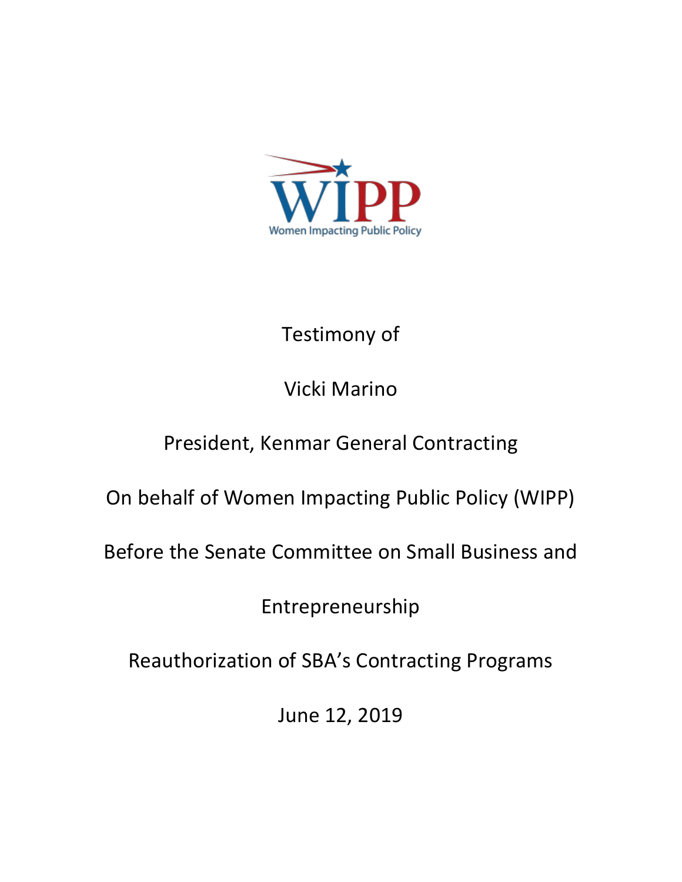WIPP

Women Impacting Public Policy

Testimony of

Vicki Marino

President, Kenmar General Contracting

On behalf of Women Impacting Public Policy (WIPP)

Before the Senate Committee on Small Business and Entrepreneurship

Reauthorization of SBA's Contracting Programs

June 12, 2019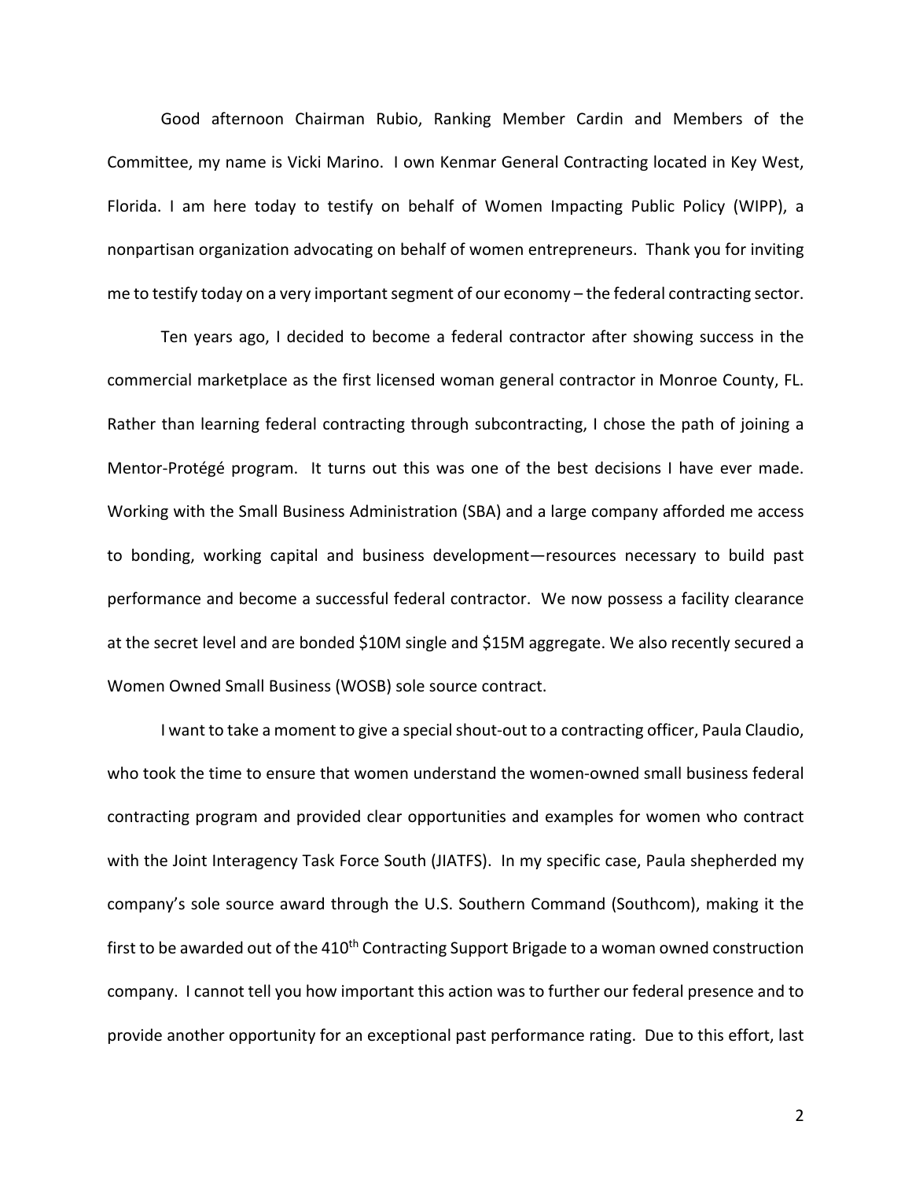Good afternoon Chairman Rubio, Ranking Member Cardin and Members of the Committee, my name is Vicki Marino. I own Kenmar General Contracting located in Key West, Florida. I am here today to testify on behalf of Women Impacting Public Policy (WIPP), a nonpartisan organization advocating on behalf of women entrepreneurs. Thank you for inviting me to testify today on a very important segment of our economy – the federal contracting sector.

Ten years ago, I decided to become a federal contractor after showing success in the commercial marketplace as the first licensed woman general contractor in Monroe County, FL. Rather than learning federal contracting through subcontracting, I chose the path of joining a Mentor-Protégé program. It turns out this was one of the best decisions I have ever made. Working with the Small Business Administration (SBA) and a large company afforded me access to bonding, working capital and business development—resources necessary to build past performance and become a successful federal contractor. We now possess a facility clearance at the secret level and are bonded $10M single and $15M aggregate. We also recently secured a Women Owned Small Business (WOSB) sole source contract.

I want to take a moment to give a special shout-out to a contracting officer, Paula Claudio, who took the time to ensure that women understand the women-owned small business federal contracting program and provided clear opportunities and examples for women who contract with the Joint Interagency Task Force South (JIATFS). In my specific case, Paula shepherded my company's sole source award through the U.S. Southern Command (Southcom), making it the first to be awarded out of the 410th Contracting Support Brigade to a woman owned construction company. I cannot tell you how important this action was to further our federal presence and to provide another opportunity for an exceptional past performance rating. Due to this effort, last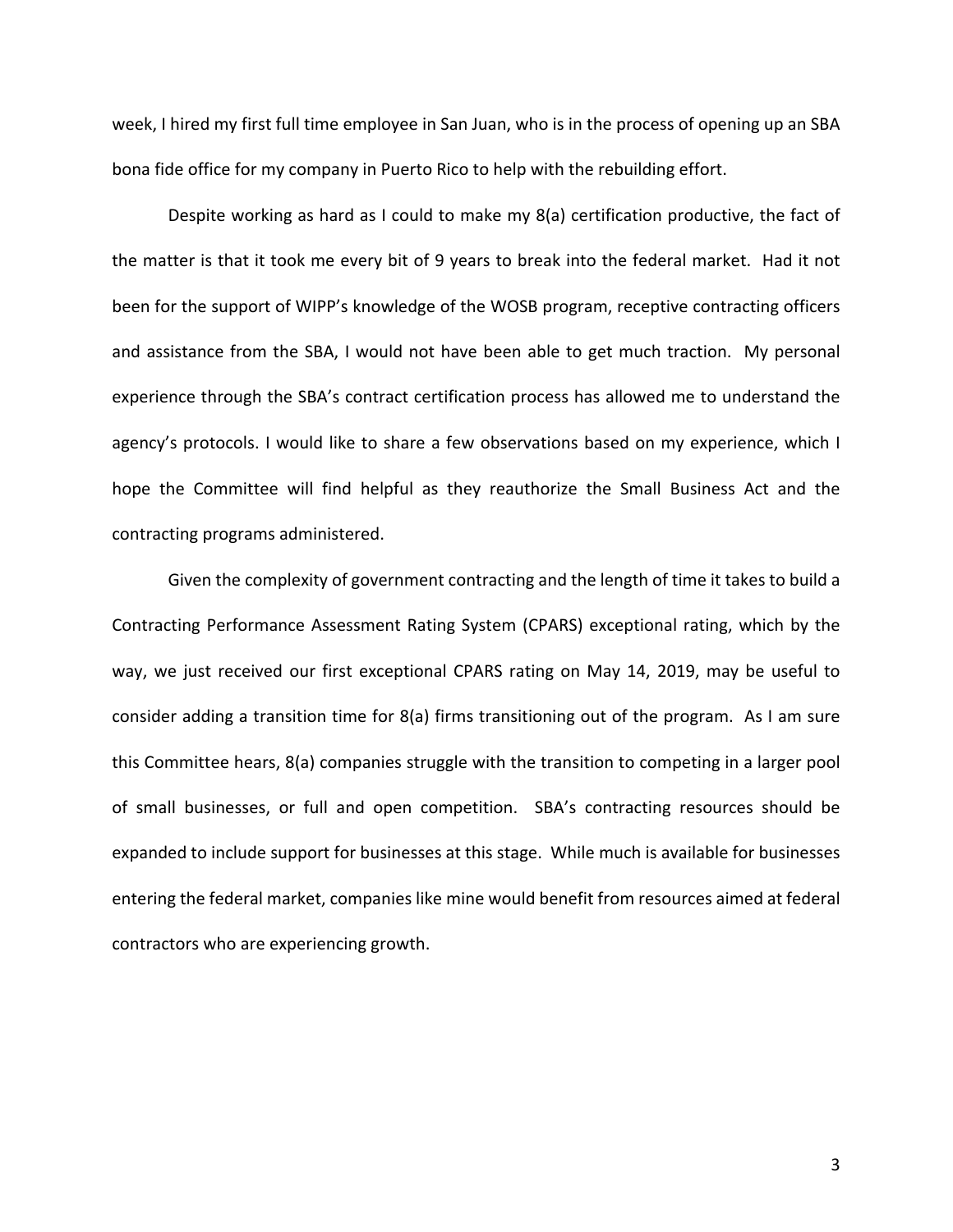week, I hired my first full time employee in San Juan, who is in the process of opening up an SBA bona fide office for my company in Puerto Rico to help with the rebuilding effort.

Despite working as hard as I could to make my 8(a) certification productive, the fact of the matter is that it took me every bit of 9 years to break into the federal market. Had it not been for the support of WIPP's knowledge of the WOSB program, receptive contracting officers and assistance from the SBA, I would not have been able to get much traction. My personal experience through the SBA's contract certification process has allowed me to understand the agency's protocols. I would like to share a few observations based on my experience, which I hope the Committee will find helpful as they reauthorize the Small Business Act and the contracting programs administered.

Given the complexity of government contracting and the length of time it takes to build a Contracting Performance Assessment Rating System (CPARS) exceptional rating, which by the way, we just received our first exceptional CPARS rating on May 14, 2019, may be useful to consider adding a transition time for 8(a) firms transitioning out of the program. As I am sure this Committee hears, 8(a) companies struggle with the transition to competing in a larger pool of small businesses, or full and open competition. SBA's contracting resources should be expanded to include support for businesses at this stage. While much is available for businesses entering the federal market, companies like mine would benefit from resources aimed at federal contractors who are experiencing growth.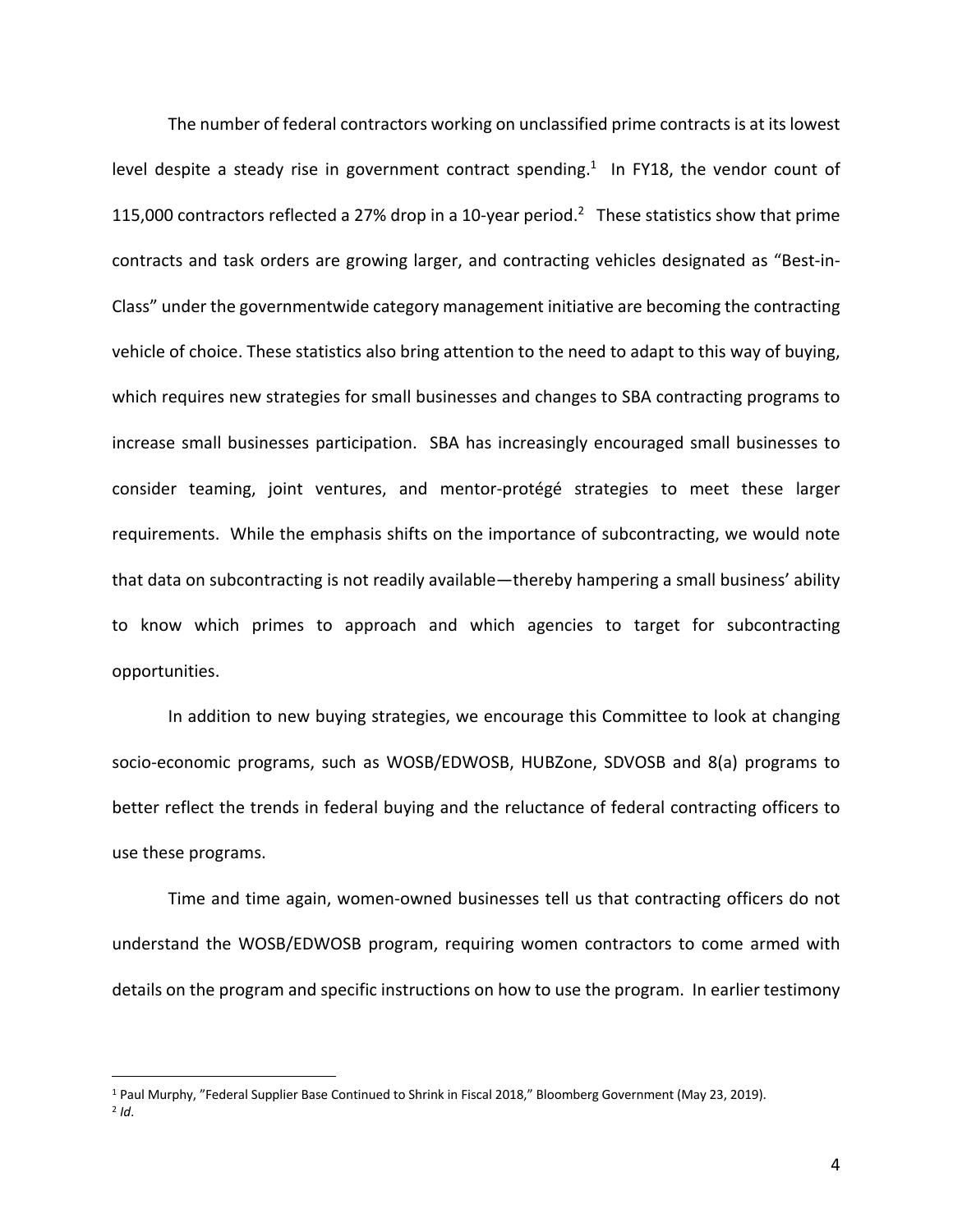The number of federal contractors working on unclassified prime contracts is at its lowest level despite a steady rise in government contract spending.[1] In FY18, the vendor count of 115,000 contractors reflected a 27% drop in a 10-year period.[2] These statistics show that prime contracts and task orders are growing larger, and contracting vehicles designated as "Best-in-Class" under the governmentwide category management initiative are becoming the contracting vehicle of choice. These statistics also bring attention to the need to adapt to this way of buying, which requires new strategies for small businesses and changes to SBA contracting programs to increase small businesses participation. SBA has increasingly encouraged small businesses to consider teaming, joint ventures, and mentor-protégé strategies to meet these larger requirements. While the emphasis shifts on the importance of subcontracting, we would note that data on subcontracting is not readily available—thereby hampering a small business' ability to know which primes to approach and which agencies to target for subcontracting opportunities.

In addition to new buying strategies, we encourage this Committee to look at changing socio-economic programs, such as WOSB/EDWOSB, HUBZone, SDVOSB and 8(a) programs to better reflect the trends in federal buying and the reluctance of federal contracting officers to use these programs.

Time and time again, women-owned businesses tell us that contracting officers do not understand the WOSB/EDWOSB program, requiring women contractors to come armed with details on the program and specific instructions on how to use the program. In earlier testimony

---

[1] Paul Murphy, "Federal Supplier Base Continued to Shrink in Fiscal 2018," Bloomberg Government (May 23, 2019).

[2] *Id*.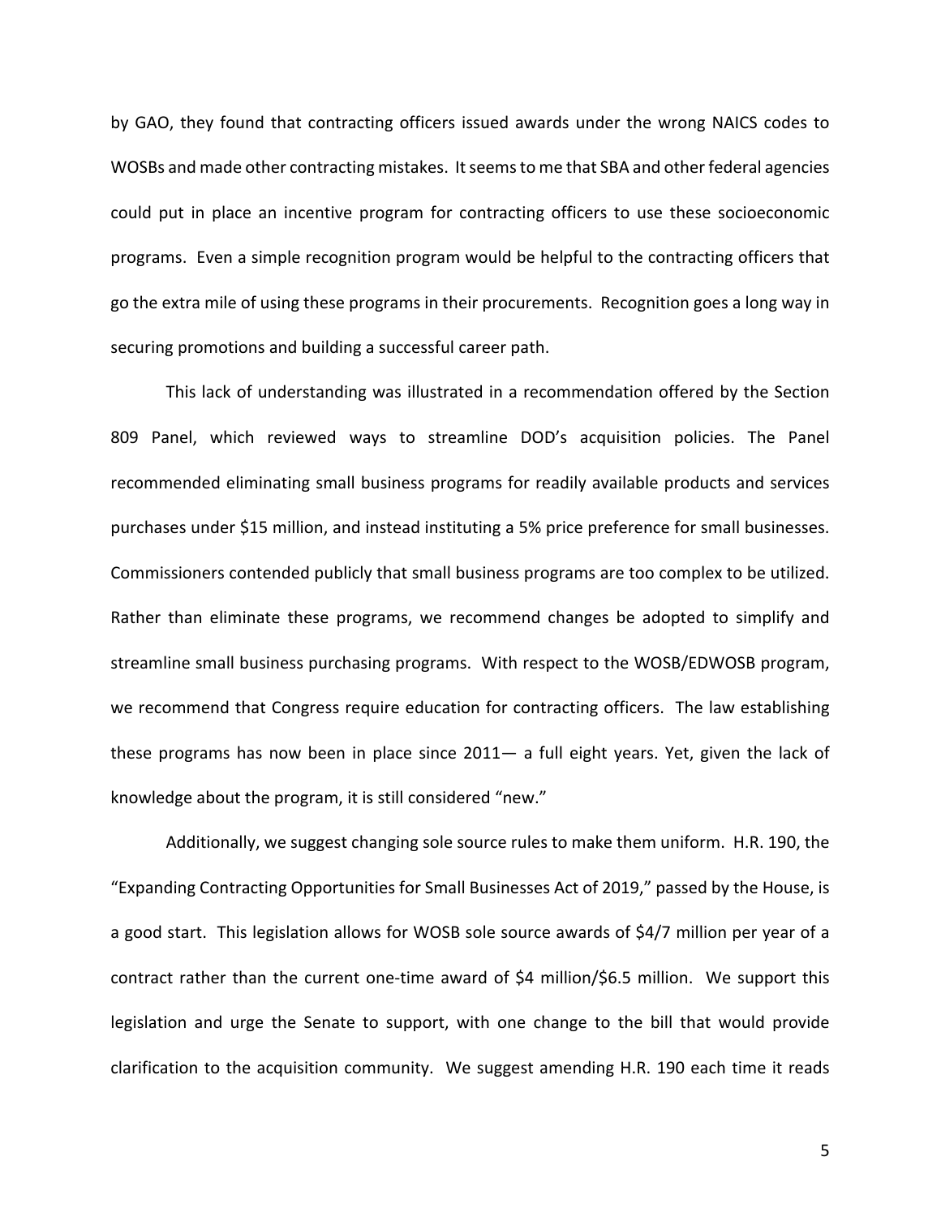by GAO, they found that contracting officers issued awards under the wrong NAICS codes to WOSBs and made other contracting mistakes. It seems to me that SBA and other federal agencies could put in place an incentive program for contracting officers to use these socioeconomic programs. Even a simple recognition program would be helpful to the contracting officers that go the extra mile of using these programs in their procurements. Recognition goes a long way in securing promotions and building a successful career path.

This lack of understanding was illustrated in a recommendation offered by the Section 809 Panel, which reviewed ways to streamline DOD's acquisition policies. The Panel recommended eliminating small business programs for readily available products and services purchases under $15 million, and instead instituting a 5% price preference for small businesses. Commissioners contended publicly that small business programs are too complex to be utilized. Rather than eliminate these programs, we recommend changes be adopted to simplify and streamline small business purchasing programs. With respect to the WOSB/EDWOSB program, we recommend that Congress require education for contracting officers. The law establishing these programs has now been in place since 2011— a full eight years. Yet, given the lack of knowledge about the program, it is still considered "new."

Additionally, we suggest changing sole source rules to make them uniform. H.R. 190, the "Expanding Contracting Opportunities for Small Businesses Act of 2019," passed by the House, is a good start. This legislation allows for WOSB sole source awards of $4/7 million per year of a contract rather than the current one-time award of $4 million/$6.5 million. We support this legislation and urge the Senate to support, with one change to the bill that would provide clarification to the acquisition community. We suggest amending H.R. 190 each time it reads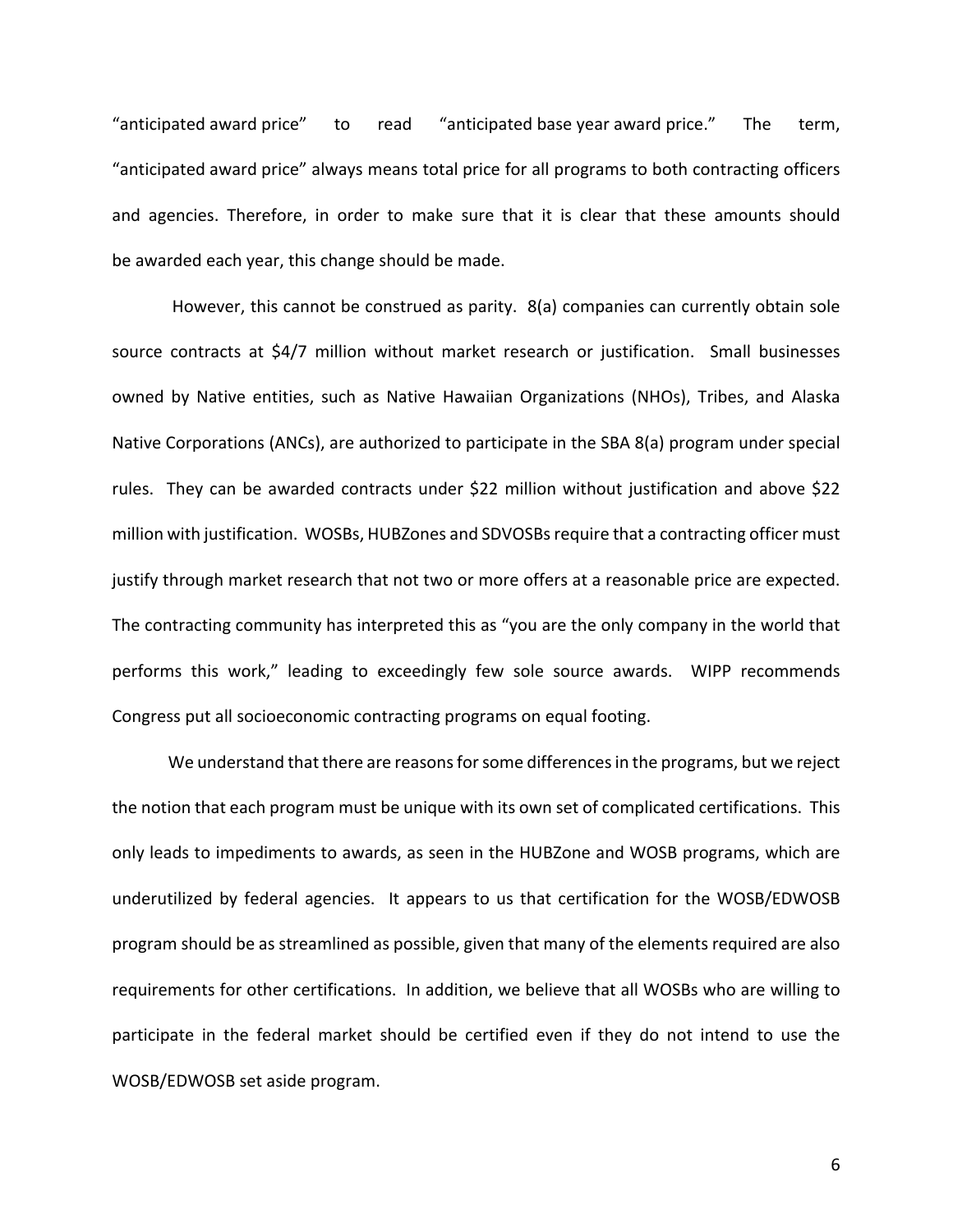"anticipated award price" to read "anticipated base year award price." The term, "anticipated award price" always means total price for all programs to both contracting officers and agencies. Therefore, in order to make sure that it is clear that these amounts should be awarded each year, this change should be made.

However, this cannot be construed as parity. 8(a) companies can currently obtain sole source contracts at $4/7 million without market research or justification. Small businesses owned by Native entities, such as Native Hawaiian Organizations (NHOs), Tribes, and Alaska Native Corporations (ANCs), are authorized to participate in the SBA 8(a) program under special rules. They can be awarded contracts under $22 million without justification and above $22 million with justification. WOSBs, HUBZones and SDVOSBs require that a contracting officer must justify through market research that not two or more offers at a reasonable price are expected. The contracting community has interpreted this as "you are the only company in the world that performs this work," leading to exceedingly few sole source awards. WIPP recommends Congress put all socioeconomic contracting programs on equal footing.

We understand that there are reasons for some differences in the programs, but we reject the notion that each program must be unique with its own set of complicated certifications. This only leads to impediments to awards, as seen in the HUBZone and WOSB programs, which are underutilized by federal agencies. It appears to us that certification for the WOSB/EDWOSB program should be as streamlined as possible, given that many of the elements required are also requirements for other certifications. In addition, we believe that all WOSBs who are willing to participate in the federal market should be certified even if they do not intend to use the WOSB/EDWOSB set aside program.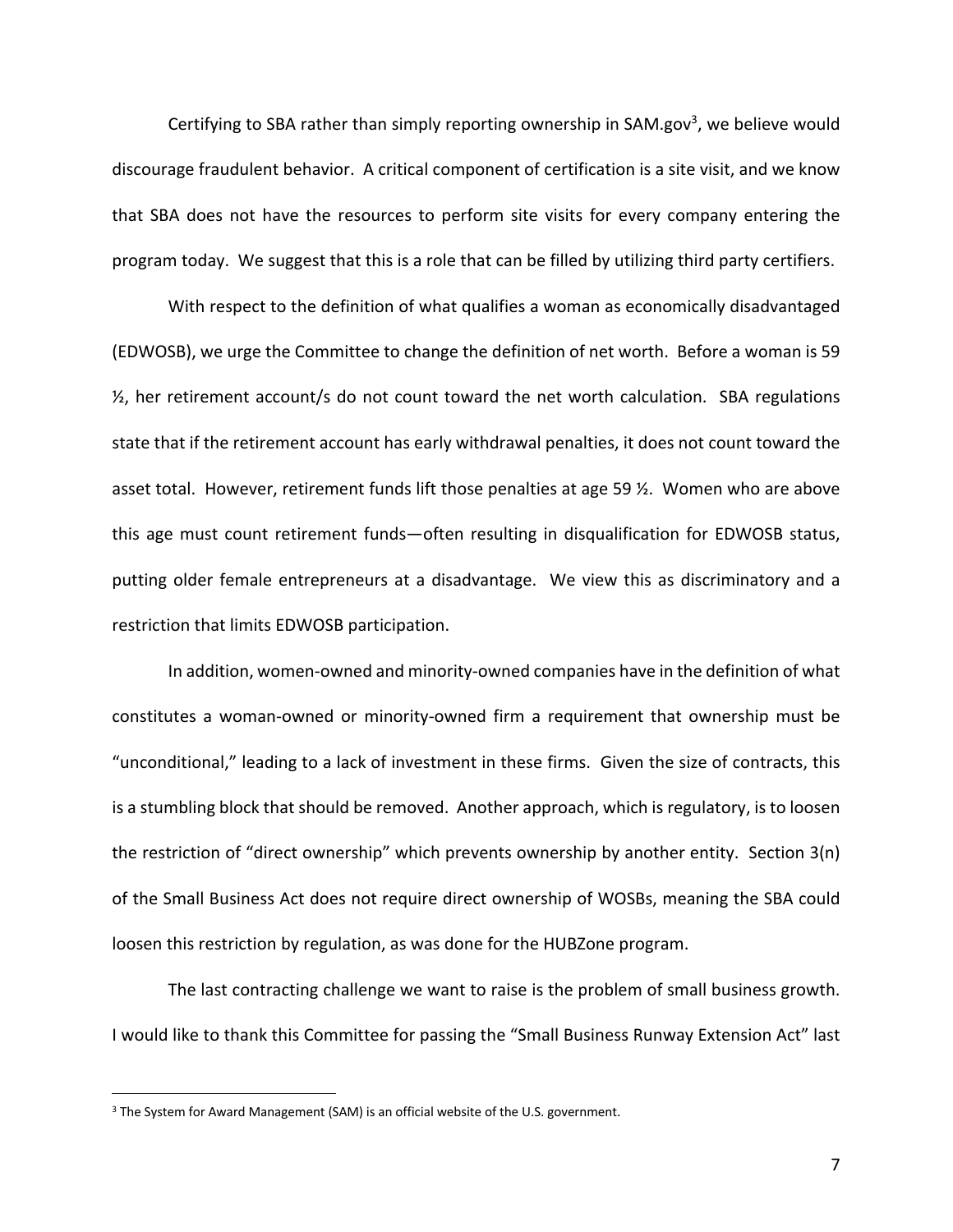Certifying to SBA rather than simply reporting ownership in SAM.gov[3], we believe would discourage fraudulent behavior. A critical component of certification is a site visit, and we know that SBA does not have the resources to perform site visits for every company entering the program today. We suggest that this is a role that can be filled by utilizing third party certifiers.

With respect to the definition of what qualifies a woman as economically disadvantaged (EDWOSB), we urge the Committee to change the definition of net worth. Before a woman is 59 ½, her retirement account/s do not count toward the net worth calculation. SBA regulations state that if the retirement account has early withdrawal penalties, it does not count toward the asset total. However, retirement funds lift those penalties at age 59 ½. Women who are above this age must count retirement funds—often resulting in disqualification for EDWOSB status, putting older female entrepreneurs at a disadvantage. We view this as discriminatory and a restriction that limits EDWOSB participation.

In addition, women-owned and minority-owned companies have in the definition of what constitutes a woman-owned or minority-owned firm a requirement that ownership must be "unconditional," leading to a lack of investment in these firms. Given the size of contracts, this is a stumbling block that should be removed. Another approach, which is regulatory, is to loosen the restriction of "direct ownership" which prevents ownership by another entity. Section 3(n) of the Small Business Act does not require direct ownership of WOSBs, meaning the SBA could loosen this restriction by regulation, as was done for the HUBZone program.

The last contracting challenge we want to raise is the problem of small business growth. I would like to thank this Committee for passing the "Small Business Runway Extension Act" last

---

[3] The System for Award Management (SAM) is an official website of the U.S. government.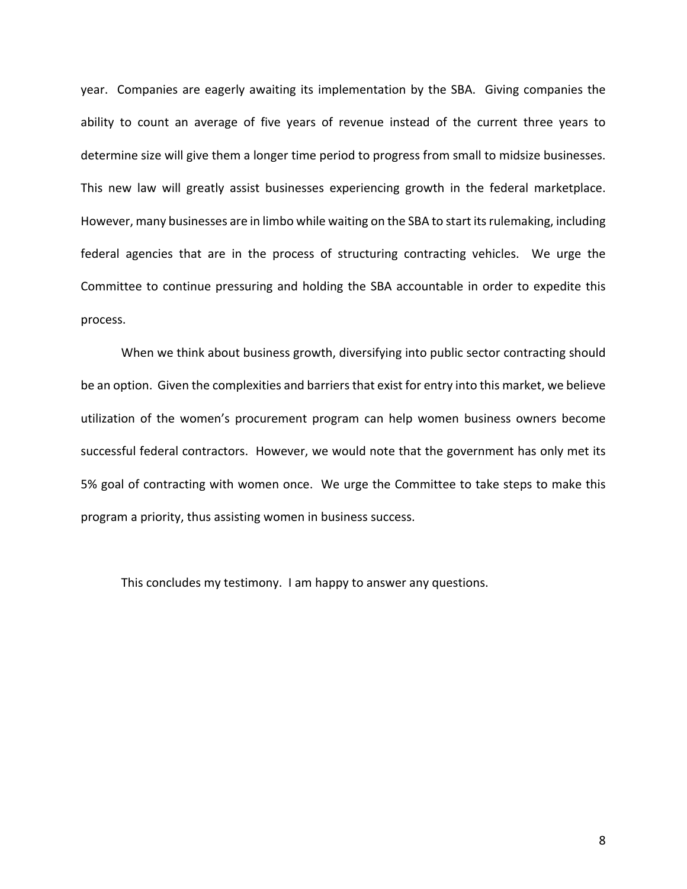year. Companies are eagerly awaiting its implementation by the SBA. Giving companies the ability to count an average of five years of revenue instead of the current three years to determine size will give them a longer time period to progress from small to midsize businesses. This new law will greatly assist businesses experiencing growth in the federal marketplace. However, many businesses are in limbo while waiting on the SBA to start its rulemaking, including federal agencies that are in the process of structuring contracting vehicles. We urge the Committee to continue pressuring and holding the SBA accountable in order to expedite this process.

When we think about business growth, diversifying into public sector contracting should be an option. Given the complexities and barriers that exist for entry into this market, we believe utilization of the women's procurement program can help women business owners become successful federal contractors. However, we would note that the government has only met its 5% goal of contracting with women once. We urge the Committee to take steps to make this program a priority, thus assisting women in business success.

This concludes my testimony. I am happy to answer any questions.